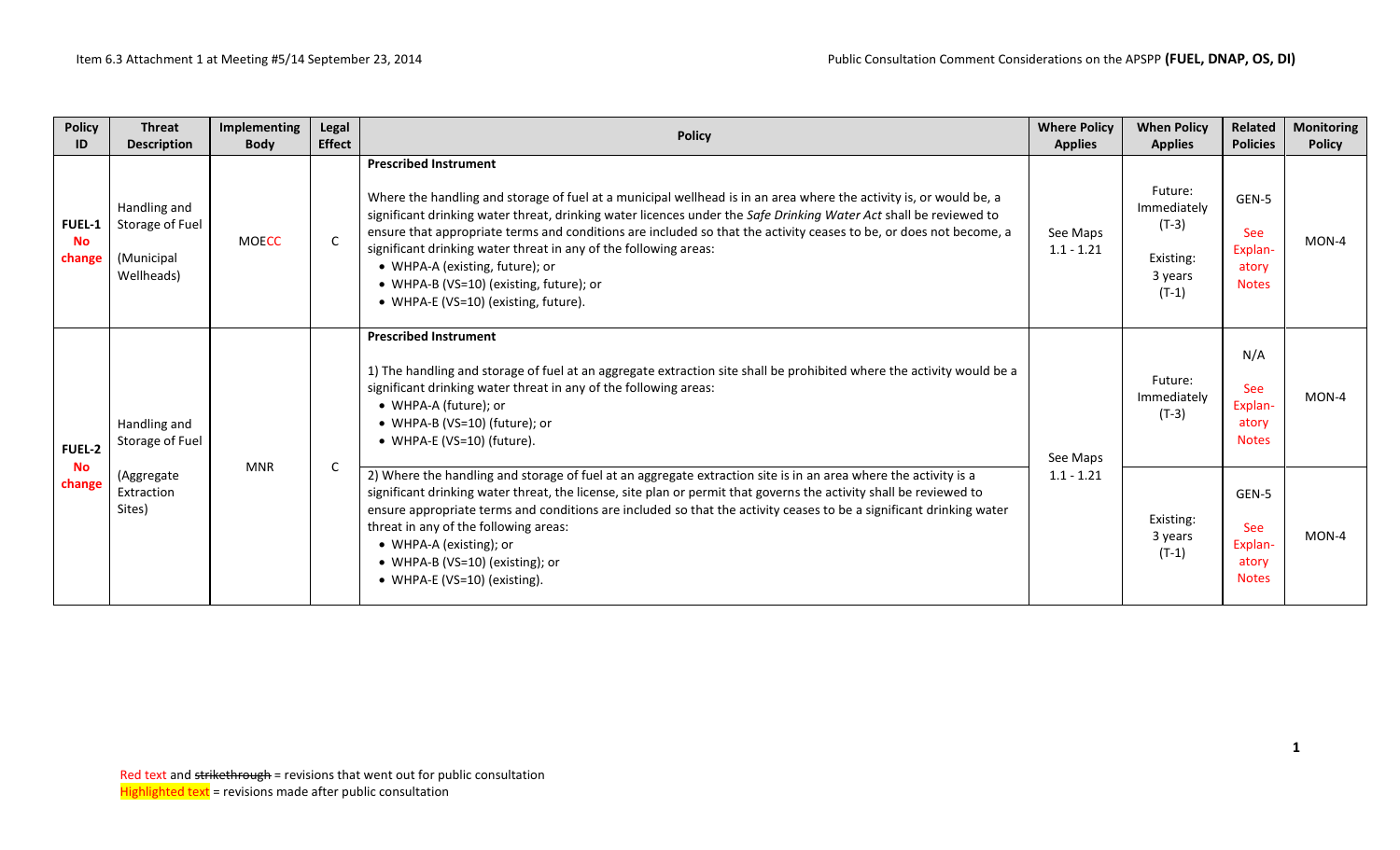| Policy ID | Threat Description | Implementing Body | Legal Effect | Policy | Where Policy Applies | When Policy Applies | Related Policies | Monitoring Policy |
|---|---|---|---|---|---|---|---|---|
| FUEL-1 No change | Handling and Storage of Fuel (Municipal Wellheads) | MOECC | C | **Prescribed Instrument**<br><br>Where the handling and storage of fuel at a municipal wellhead is in an area where the activity is, or would be, a significant drinking water threat, drinking water licences under the *Safe Drinking Water Act* shall be reviewed to ensure that appropriate terms and conditions are included so that the activity ceases to be, or does not become, a significant drinking water threat in any of the following areas:<br>• WHPA-A (existing, future); or<br>• WHPA-B (VS=10) (existing, future); or<br>• WHPA-E (VS=10) (existing, future). | See Maps 1.1 - 1.21 | Future: Immediately (T-3)<br><br>Existing: 3 years (T-1) | GEN-5<br><br>See Explanatory Notes | MON-4 |
| FUEL-2 No change | Handling and Storage of Fuel (Aggregate Extraction Sites) | MNR | C | **Prescribed Instrument**<br><br>1) The handling and storage of fuel at an aggregate extraction site shall be prohibited where the activity would be a significant drinking water threat in any of the following areas:<br>• WHPA-A (future); or<br>• WHPA-B (VS=10) (future); or<br>• WHPA-E (VS=10) (future). | See Maps 1.1 - 1.21 | Future: Immediately (T-3) | N/A<br><br>See Explanatory Notes | MON-4 |
| | | | | 2) Where the handling and storage of fuel at an aggregate extraction site is in an area where the activity is a significant drinking water threat, the license, site plan or permit that governs the activity shall be reviewed to ensure appropriate terms and conditions are included so that the activity ceases to be a significant drinking water threat in any of the following areas:<br>• WHPA-A (existing); or<br>• WHPA-B (VS=10) (existing); or<br>• WHPA-E (VS=10) (existing). | | Existing: 3 years (T-1) | GEN-5<br><br>See Explanatory Notes | MON-4 |

Red text and ~~strikethrough~~ = revisions that went out for public consultation
Highlighted text = revisions made after public consultation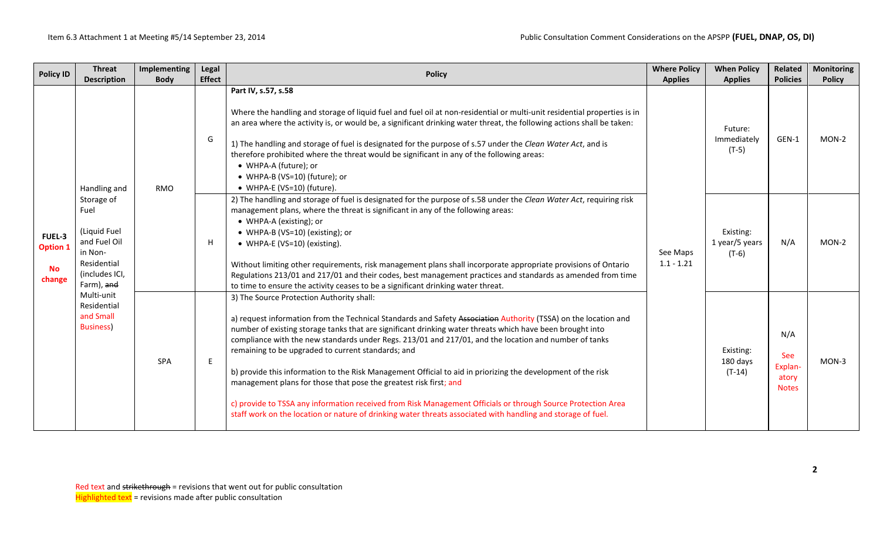| Policy ID | Threat Description | Implementing Body | Legal Effect | Policy | Where Policy Applies | When Policy Applies | Related Policies | Monitoring Policy |
|---|---|---|---|---|---|---|---|---|
| FUEL-3 Option 1 No change | Handling and Storage of Fuel (Liquid Fuel and Fuel Oil in Non-Residential (includes ICI, Farm), ~~and~~ Multi-unit Residential and Small Business) | RMO | G | **Part IV, s.57, s.58**<br><br>Where the handling and storage of liquid fuel and fuel oil at non-residential or multi-unit residential properties is in an area where the activity is, or would be, a significant drinking water threat, the following actions shall be taken:<br><br>1) The handling and storage of fuel is designated for the purpose of s.57 under the *Clean Water Act*, and is therefore prohibited where the threat would be significant in any of the following areas:<br>• WHPA-A (future); or<br>• WHPA-B (VS=10) (future); or<br>• WHPA-E (VS=10) (future). | See Maps 1.1 - 1.21 | Future: Immediately (T-5) | GEN-1 | MON-2 |
| | | | H | 2) The handling and storage of fuel is designated for the purpose of s.58 under the *Clean Water Act*, requiring risk management plans, where the threat is significant in any of the following areas:<br>• WHPA-A (existing); or<br>• WHPA-B (VS=10) (existing); or<br>• WHPA-E (VS=10) (existing).<br><br>Without limiting other requirements, risk management plans shall incorporate appropriate provisions of Ontario Regulations 213/01 and 217/01 and their codes, best management practices and standards as amended from time to time to ensure the activity ceases to be a significant drinking water threat. | | Existing: 1 year/5 years (T-6) | N/A | MON-2 |
| | | SPA | E | 3) The Source Protection Authority shall:<br><br>a) request information from the Technical Standards and Safety ~~Association~~ Authority (TSSA) on the location and number of existing storage tanks that are significant drinking water threats which have been brought into compliance with the new standards under Regs. 213/01 and 217/01, and the location and number of tanks remaining to be upgraded to current standards; and<br><br>b) provide this information to the Risk Management Official to aid in priorizing the development of the risk management plans for those that pose the greatest risk first; and<br><br>c) provide to TSSA any information received from Risk Management Officials or through Source Protection Area staff work on the location or nature of drinking water threats associated with handling and storage of fuel. | | Existing: 180 days (T-14) | N/A<br><br>See Explan-atory Notes | MON-3 |

Red text and ~~strikethrough~~ = revisions that went out for public consultation
Highlighted text = revisions made after public consultation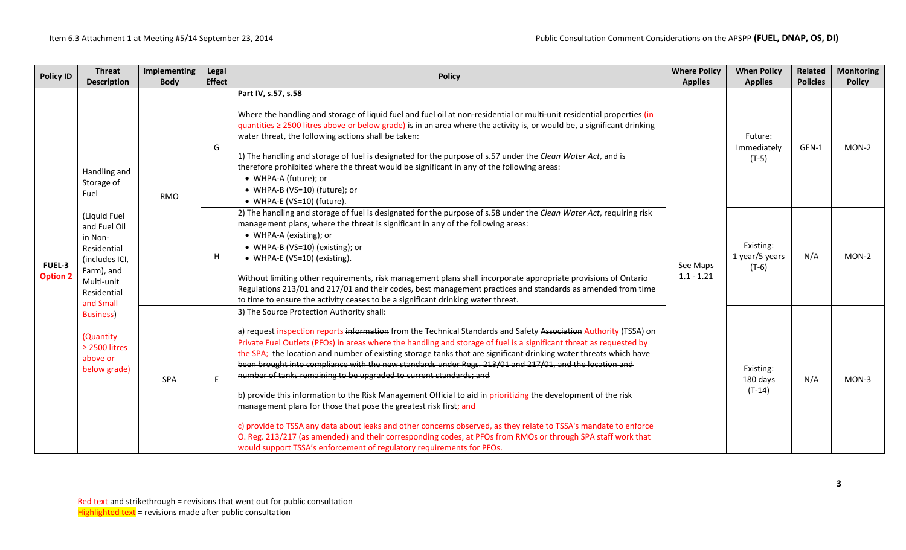| Policy ID | Threat Description | Implementing Body | Legal Effect | Policy | Where Policy Applies | When Policy Applies | Related Policies | Monitoring Policy |
|---|---|---|---|---|---|---|---|---|
| FUEL-3 Option 2 | Handling and Storage of Fuel<br><br>(Liquid Fuel and Fuel Oil in Non-Residential (includes ICI, Farm), and Multi-unit Residential and Small Business)<br><br>(Quantity ≥ 2500 litres above or below grade) | RMO | G | **Part IV, s.57, s.58**<br><br>Where the handling and storage of liquid fuel and fuel oil at non-residential or multi-unit residential properties (in quantities ≥ 2500 litres above or below grade) is in an area where the activity is, or would be, a significant drinking water threat, the following actions shall be taken:<br><br>1) The handling and storage of fuel is designated for the purpose of s.57 under the *Clean Water Act*, and is therefore prohibited where the threat would be significant in any of the following areas:<br>• WHPA-A (future); or<br>• WHPA-B (VS=10) (future); or<br>• WHPA-E (VS=10) (future). | See Maps 1.1 - 1.21 | Future: Immediately (T-5) | GEN-1 | MON-2 |
| | | RMO | H | 2) The handling and storage of fuel is designated for the purpose of s.58 under the *Clean Water Act*, requiring risk management plans, where the threat is significant in any of the following areas:<br>• WHPA-A (existing); or<br>• WHPA-B (VS=10) (existing); or<br>• WHPA-E (VS=10) (existing).<br><br>Without limiting other requirements, risk management plans shall incorporate appropriate provisions of Ontario Regulations 213/01 and 217/01 and their codes, best management practices and standards as amended from time to time to ensure the activity ceases to be a significant drinking water threat. | See Maps 1.1 - 1.21 | Existing: 1 year/5 years (T-6) | N/A | MON-2 |
| | | SPA | E | 3) The Source Protection Authority shall:<br><br>a) request inspection reports ~~information~~ from the Technical Standards and Safety ~~Association~~ Authority (TSSA) on Private Fuel Outlets (PFOs) in areas where the handling and storage of fuel is a significant threat as requested by the SPA; ~~the location and number of existing storage tanks that are significant drinking water threats which have been brought into compliance with the new standards under Regs. 213/01 and 217/01, and the location and number of tanks remaining to be upgraded to current standards; and~~<br><br>b) provide this information to the Risk Management Official to aid in prioritizing the development of the risk management plans for those that pose the greatest risk first; and<br><br>c) provide to TSSA any data about leaks and other concerns observed, as they relate to TSSA's mandate to enforce O. Reg. 213/217 (as amended) and their corresponding codes, at PFOs from RMOs or through SPA staff work that would support TSSA's enforcement of regulatory requirements for PFOs. | See Maps 1.1 - 1.21 | Existing: 180 days (T-14) | N/A | MON-3 |

Red text and ~~strikethrough~~ = revisions that went out for public consultation
Highlighted text = revisions made after public consultation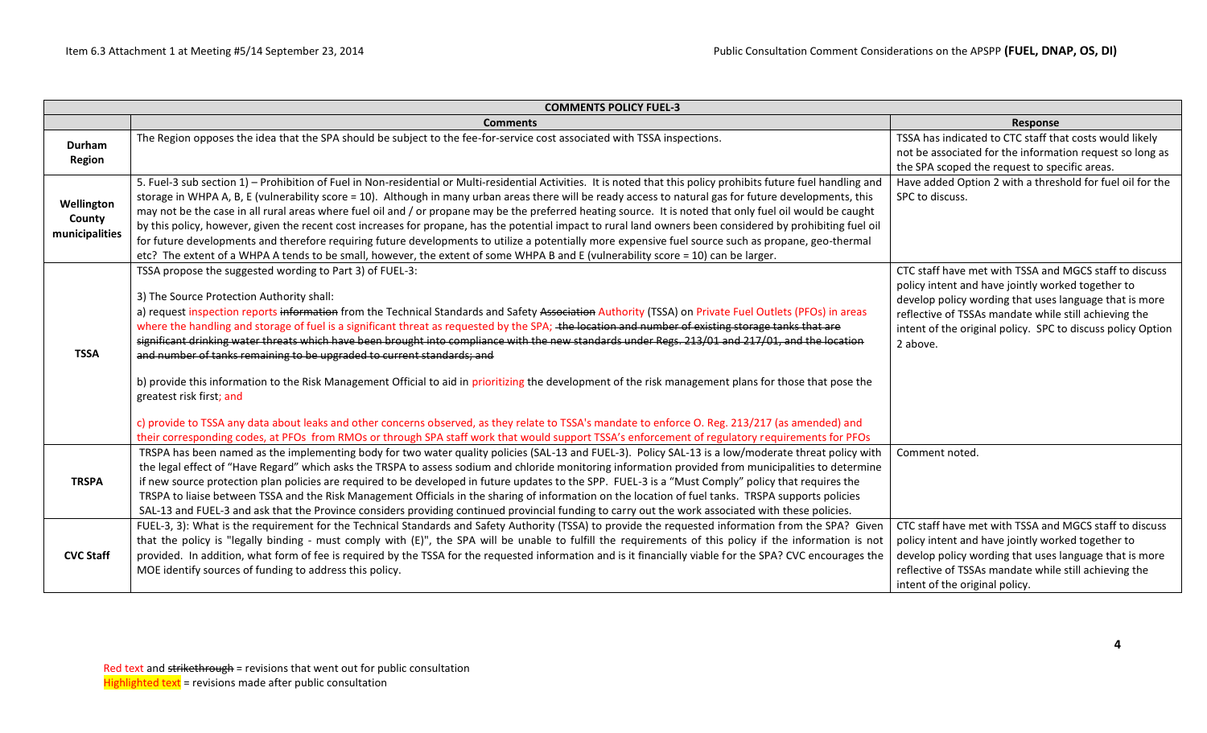| COMMENTS POLICY FUEL-3 | | |
|---|---|---|
| | **Comments** | **Response** |
| **Durham Region** | The Region opposes the idea that the SPA should be subject to the fee-for-service cost associated with TSSA inspections. | TSSA has indicated to CTC staff that costs would likely not be associated for the information request so long as the SPA scoped the request to specific areas. |
| **Wellington County municipalities** | 5. Fuel-3 sub section 1) – Prohibition of Fuel in Non-residential or Multi-residential Activities. It is noted that this policy prohibits future fuel handling and storage in WHPA A, B, E (vulnerability score = 10). Although in many urban areas there will be ready access to natural gas for future developments, this may not be the case in all rural areas where fuel oil and / or propane may be the preferred heating source. It is noted that only fuel oil would be caught by this policy, however, given the recent cost increases for propane, has the potential impact to rural land owners been considered by prohibiting fuel oil for future developments and therefore requiring future developments to utilize a potentially more expensive fuel source such as propane, geo-thermal etc? The extent of a WHPA A tends to be small, however, the extent of some WHPA B and E (vulnerability score = 10) can be larger. | Have added Option 2 with a threshold for fuel oil for the SPC to discuss. |
| **TSSA** | TSSA propose the suggested wording to Part 3) of FUEL-3:<br><br>3) The Source Protection Authority shall:<br>a) request inspection reports ~~information~~ from the Technical Standards and Safety ~~Association~~ Authority (TSSA) on Private Fuel Outlets (PFOs) in areas where the handling and storage of fuel is a significant threat as requested by the SPA; ~~the location and number of existing storage tanks that are significant drinking water threats which have been brought into compliance with the new standards under Regs. 213/01 and 217/01, and the location and number of tanks remaining to be upgraded to current standards; and~~<br><br>b) provide this information to the Risk Management Official to aid in prioritizing the development of the risk management plans for those that pose the greatest risk first; and<br><br>c) provide to TSSA any data about leaks and other concerns observed, as they relate to TSSA's mandate to enforce O. Reg. 213/217 (as amended) and their corresponding codes, at PFOs from RMOs or through SPA staff work that would support TSSA's enforcement of regulatory requirements for PFOs | CTC staff have met with TSSA and MGCS staff to discuss policy intent and have jointly worked together to develop policy wording that uses language that is more reflective of TSSAs mandate while still achieving the intent of the original policy. SPC to discuss policy Option 2 above. |
| **TRSPA** | TRSPA has been named as the implementing body for two water quality policies (SAL-13 and FUEL-3). Policy SAL-13 is a low/moderate threat policy with the legal effect of "Have Regard" which asks the TRSPA to assess sodium and chloride monitoring information provided from municipalities to determine if new source protection plan policies are required to be developed in future updates to the SPP. FUEL-3 is a "Must Comply" policy that requires the TRSPA to liaise between TSSA and the Risk Management Officials in the sharing of information on the location of fuel tanks. TRSPA supports policies SAL-13 and FUEL-3 and ask that the Province considers providing continued provincial funding to carry out the work associated with these policies. | Comment noted. |
| **CVC Staff** | FUEL-3, 3): What is the requirement for the Technical Standards and Safety Authority (TSSA) to provide the requested information from the SPA? Given that the policy is "legally binding - must comply with (E)", the SPA will be unable to fulfill the requirements of this policy if the information is not provided. In addition, what form of fee is required by the TSSA for the requested information and is it financially viable for the SPA? CVC encourages the MOE identify sources of funding to address this policy. | CTC staff have met with TSSA and MGCS staff to discuss policy intent and have jointly worked together to develop policy wording that uses language that is more reflective of TSSAs mandate while still achieving the intent of the original policy. |

Red text and ~~strikethrough~~ = revisions that went out for public consultation
Highlighted text = revisions made after public consultation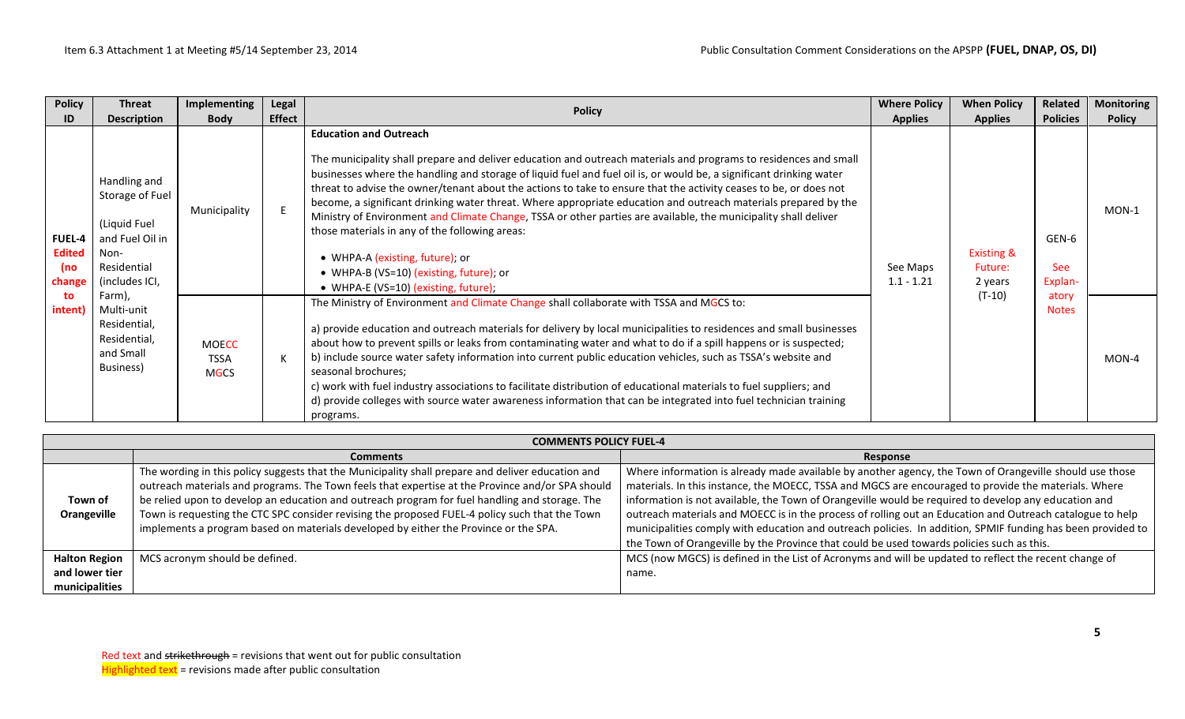| Policy ID | Threat Description | Implementing Body | Legal Effect | Policy | Where Policy Applies | When Policy Applies | Related Policies | Monitoring Policy |
|---|---|---|---|---|---|---|---|---|
| FUEL-4 Edited (no change to intent) | Handling and Storage of Fuel (Liquid Fuel and Fuel Oil in Non-Residential (includes ICI, Farm), Multi-unit Residential, Residential, and Small Business) | Municipality | E | **Education and Outreach**<br><br>The municipality shall prepare and deliver education and outreach materials and programs to residences and small businesses where the handling and storage of liquid fuel and fuel oil is, or would be, a significant drinking water threat to advise the owner/tenant about the actions to take to ensure that the activity ceases to be, or does not become, a significant drinking water threat. Where appropriate education and outreach materials prepared by the Ministry of Environment and Climate Change, TSSA or other parties are available, the municipality shall deliver those materials in any of the following areas:<br><br>• WHPA-A (existing, future); or<br>• WHPA-B (VS=10) (existing, future); or<br>• WHPA-E (VS=10) (existing, future); | See Maps 1.1 - 1.21 | Existing & Future: 2 years (T-10) | GEN-6<br><br>See Explan-atory Notes | MON-1 |
| | | MOECC<br>TSSA<br>MGCS | K | The Ministry of Environment and Climate Change shall collaborate with TSSA and MGCS to:<br><br>a) provide education and outreach materials for delivery by local municipalities to residences and small businesses about how to prevent spills or leaks from contaminating water and what to do if a spill happens or is suspected;<br>b) include source water safety information into current public education vehicles, such as TSSA's website and seasonal brochures;<br>c) work with fuel industry associations to facilitate distribution of educational materials to fuel suppliers; and<br>d) provide colleges with source water awareness information that can be integrated into fuel technician training programs. | | | | MON-4 |

| COMMENTS POLICY FUEL-4 | | |
|---|---|---|
| | **Comments** | **Response** |
| **Town of Orangeville** | The wording in this policy suggests that the Municipality shall prepare and deliver education and outreach materials and programs. The Town feels that expertise at the Province and/or SPA should be relied upon to develop an education and outreach program for fuel handling and storage. The Town is requesting the CTC SPC consider revising the proposed FUEL-4 policy such that the Town implements a program based on materials developed by either the Province or the SPA. | Where information is already made available by another agency, the Town of Orangeville should use those materials. In this instance, the MOECC, TSSA and MGCS are encouraged to provide the materials. Where information is not available, the Town of Orangeville would be required to develop any education and outreach materials and MOECC is in the process of rolling out an Education and Outreach catalogue to help municipalities comply with education and outreach policies. In addition, SPMIF funding has been provided to the Town of Orangeville by the Province that could be used towards policies such as this. |
| **Halton Region and lower tier municipalities** | MCS acronym should be defined. | MCS (now MGCS) is defined in the List of Acronyms and will be updated to reflect the recent change of name. |

Red text and ~~strikethrough~~ = revisions that went out for public consultation
Highlighted text = revisions made after public consultation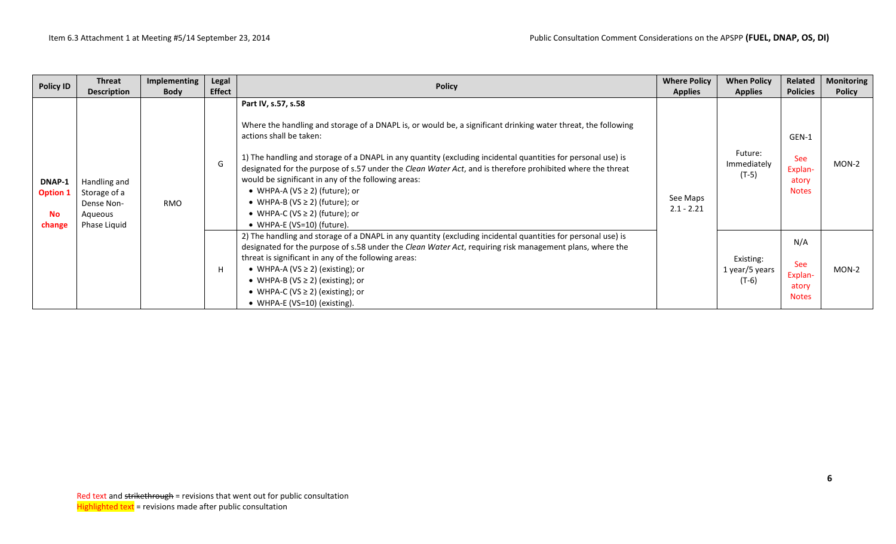| Policy ID | Threat Description | Implementing Body | Legal Effect | Policy | Where Policy Applies | When Policy Applies | Related Policies | Monitoring Policy |
|---|---|---|---|---|---|---|---|---|
| DNAP-1 Option 1 No change | Handling and Storage of a Dense Non-Aqueous Phase Liquid | RMO | G | **Part IV, s.57, s.58** <br><br> Where the handling and storage of a DNAPL is, or would be, a significant drinking water threat, the following actions shall be taken: <br><br> 1) The handling and storage of a DNAPL in any quantity (excluding incidental quantities for personal use) is designated for the purpose of s.57 under the *Clean Water Act*, and is therefore prohibited where the threat would be significant in any of the following areas: <br> • WHPA-A (VS ≥ 2) (future); or <br> • WHPA-B (VS ≥ 2) (future); or <br> • WHPA-C (VS ≥ 2) (future); or <br> • WHPA-E (VS=10) (future). | See Maps 2.1 - 2.21 | Future: Immediately (T-5) | GEN-1 <br> See Explan-atory Notes | MON-2 |
| | | | H | 2) The handling and storage of a DNAPL in any quantity (excluding incidental quantities for personal use) is designated for the purpose of s.58 under the *Clean Water Act*, requiring risk management plans, where the threat is significant in any of the following areas: <br> • WHPA-A (VS ≥ 2) (existing); or <br> • WHPA-B (VS ≥ 2) (existing); or <br> • WHPA-C (VS ≥ 2) (existing); or <br> • WHPA-E (VS=10) (existing). | | Existing: 1 year/5 years (T-6) | N/A <br> See Explan-atory Notes | MON-2 |

Red text and ~~strikethrough~~ = revisions that went out for public consultation
Highlighted text = revisions made after public consultation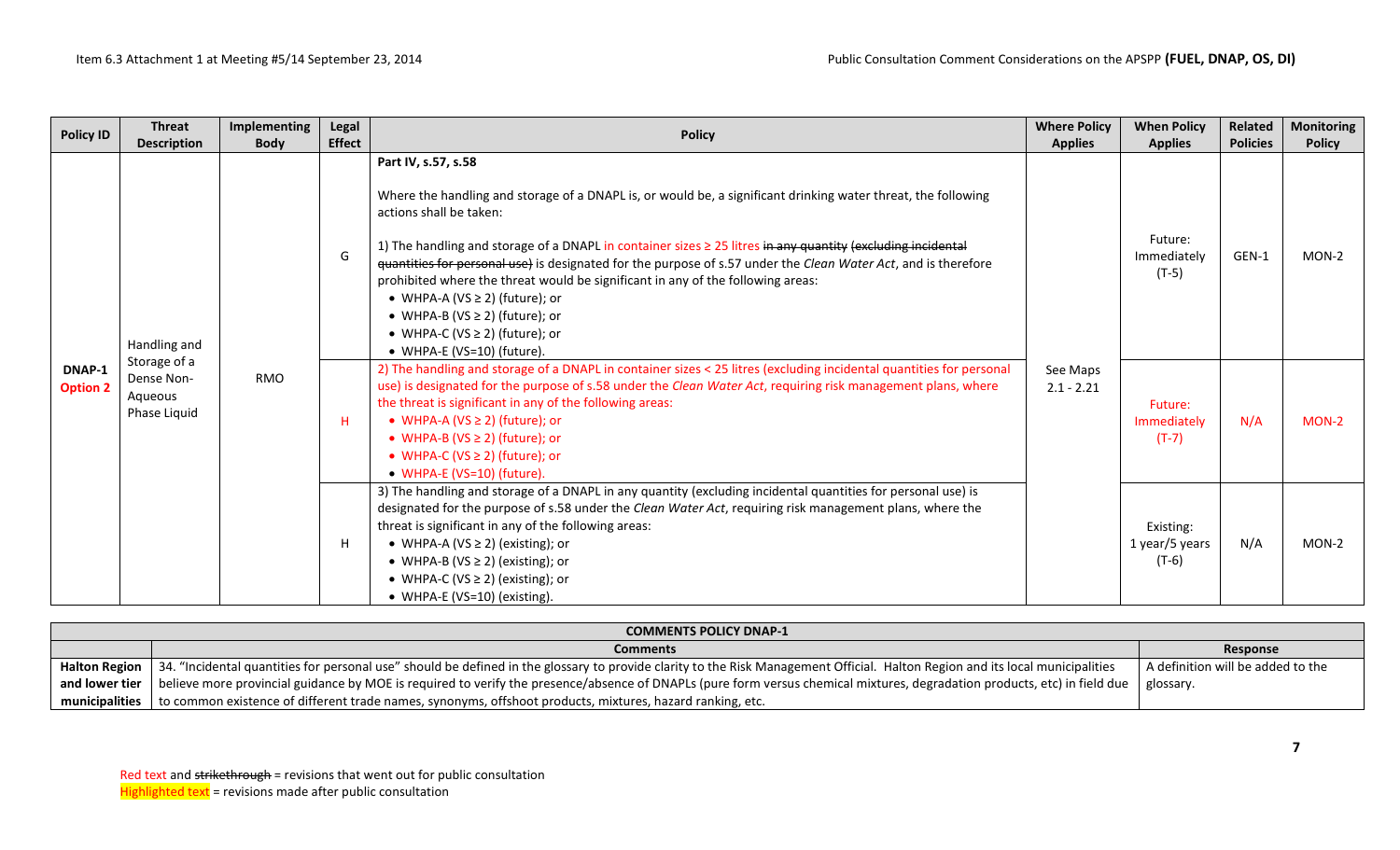| Policy ID | Threat Description | Implementing Body | Legal Effect | Policy | Where Policy Applies | When Policy Applies | Related Policies | Monitoring Policy |
|---|---|---|---|---|---|---|---|---|
| DNAP-1 Option 2 | Handling and Storage of a Dense Non-Aqueous Phase Liquid | RMO | G | **Part IV, s.57, s.58**<br><br>Where the handling and storage of a DNAPL is, or would be, a significant drinking water threat, the following actions shall be taken:<br><br>1) The handling and storage of a DNAPL in container sizes ≥ 25 litres ~~in any quantity (excluding incidental quantities for personal use)~~ is designated for the purpose of s.57 under the *Clean Water Act*, and is therefore prohibited where the threat would be significant in any of the following areas:<br>• WHPA-A (VS ≥ 2) (future); or<br>• WHPA-B (VS ≥ 2) (future); or<br>• WHPA-C (VS ≥ 2) (future); or<br>• WHPA-E (VS=10) (future). | See Maps 2.1 - 2.21 | Future: Immediately (T-5) | GEN-1 | MON-2 |
| | | | H | 2) The handling and storage of a DNAPL in container sizes < 25 litres (excluding incidental quantities for personal use) is designated for the purpose of s.58 under the *Clean Water Act*, requiring risk management plans, where the threat is significant in any of the following areas:<br>• WHPA-A (VS ≥ 2) (future); or<br>• WHPA-B (VS ≥ 2) (future); or<br>• WHPA-C (VS ≥ 2) (future); or<br>• WHPA-E (VS=10) (future). | | Future: Immediately (T-7) | N/A | MON-2 |
| | | | H | 3) The handling and storage of a DNAPL in any quantity (excluding incidental quantities for personal use) is designated for the purpose of s.58 under the *Clean Water Act*, requiring risk management plans, where the threat is significant in any of the following areas:<br>• WHPA-A (VS ≥ 2) (existing); or<br>• WHPA-B (VS ≥ 2) (existing); or<br>• WHPA-C (VS ≥ 2) (existing); or<br>• WHPA-E (VS=10) (existing). | | Existing: 1 year/5 years (T-6) | N/A | MON-2 |

| COMMENTS POLICY DNAP-1 | | |
|---|---|---|
| | **Comments** | **Response** |
| **Halton Region and lower tier municipalities** | 34. "Incidental quantities for personal use" should be defined in the glossary to provide clarity to the Risk Management Official. Halton Region and its local municipalities believe more provincial guidance by MOE is required to verify the presence/absence of DNAPLs (pure form versus chemical mixtures, degradation products, etc) in field due to common existence of different trade names, synonyms, offshoot products, mixtures, hazard ranking, etc. | A definition will be added to the glossary. |

Red text and ~~strikethrough~~ = revisions that went out for public consultation
Highlighted text = revisions made after public consultation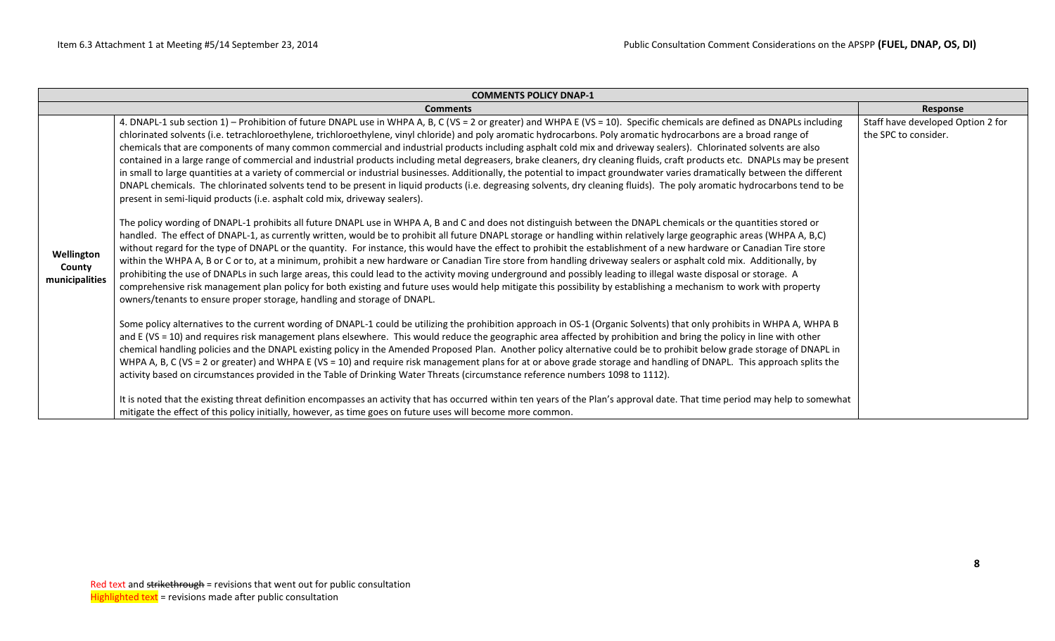| COMMENTS POLICY DNAP-1 | | |
|---|---|---|
| | **Comments** | **Response** |
| **Wellington County municipalities** | 4. DNAPL-1 sub section 1) – Prohibition of future DNAPL use in WHPA A, B, C (VS = 2 or greater) and WHPA E (VS = 10). Specific chemicals are defined as DNAPLs including chlorinated solvents (i.e. tetrachloroethylene, trichloroethylene, vinyl chloride) and poly aromatic hydrocarbons. Poly aromatic hydrocarbons are a broad range of chemicals that are components of many common commercial and industrial products including asphalt cold mix and driveway sealers). Chlorinated solvents are also contained in a large range of commercial and industrial products including metal degreasers, brake cleaners, dry cleaning fluids, craft products etc. DNAPLs may be present in small to large quantities at a variety of commercial or industrial businesses. Additionally, the potential to impact groundwater varies dramatically between the different DNAPL chemicals. The chlorinated solvents tend to be present in liquid products (i.e. degreasing solvents, dry cleaning fluids). The poly aromatic hydrocarbons tend to be present in semi-liquid products (i.e. asphalt cold mix, driveway sealers).<br><br>The policy wording of DNAPL-1 prohibits all future DNAPL use in WHPA A, B and C and does not distinguish between the DNAPL chemicals or the quantities stored or handled. The effect of DNAPL-1, as currently written, would be to prohibit all future DNAPL storage or handling within relatively large geographic areas (WHPA A, B,C) without regard for the type of DNAPL or the quantity. For instance, this would have the effect to prohibit the establishment of a new hardware or Canadian Tire store within the WHPA A, B or C or to, at a minimum, prohibit a new hardware or Canadian Tire store from handling driveway sealers or asphalt cold mix. Additionally, by prohibiting the use of DNAPLs in such large areas, this could lead to the activity moving underground and possibly leading to illegal waste disposal or storage. A comprehensive risk management plan policy for both existing and future uses would help mitigate this possibility by establishing a mechanism to work with property owners/tenants to ensure proper storage, handling and storage of DNAPL.<br><br>Some policy alternatives to the current wording of DNAPL-1 could be utilizing the prohibition approach in OS-1 (Organic Solvents) that only prohibits in WHPA A, WHPA B and E (VS = 10) and requires risk management plans elsewhere. This would reduce the geographic area affected by prohibition and bring the policy in line with other chemical handling policies and the DNAPL existing policy in the Amended Proposed Plan. Another policy alternative could be to prohibit below grade storage of DNAPL in WHPA A, B, C (VS = 2 or greater) and WHPA E (VS = 10) and require risk management plans for at or above grade storage and handling of DNAPL. This approach splits the activity based on circumstances provided in the Table of Drinking Water Threats (circumstance reference numbers 1098 to 1112).<br><br>It is noted that the existing threat definition encompasses an activity that has occurred within ten years of the Plan's approval date. That time period may help to somewhat mitigate the effect of this policy initially, however, as time goes on future uses will become more common. | Staff have developed Option 2 for the SPC to consider. |

Red text and ~~strikethrough~~ = revisions that went out for public consultation
Highlighted text = revisions made after public consultation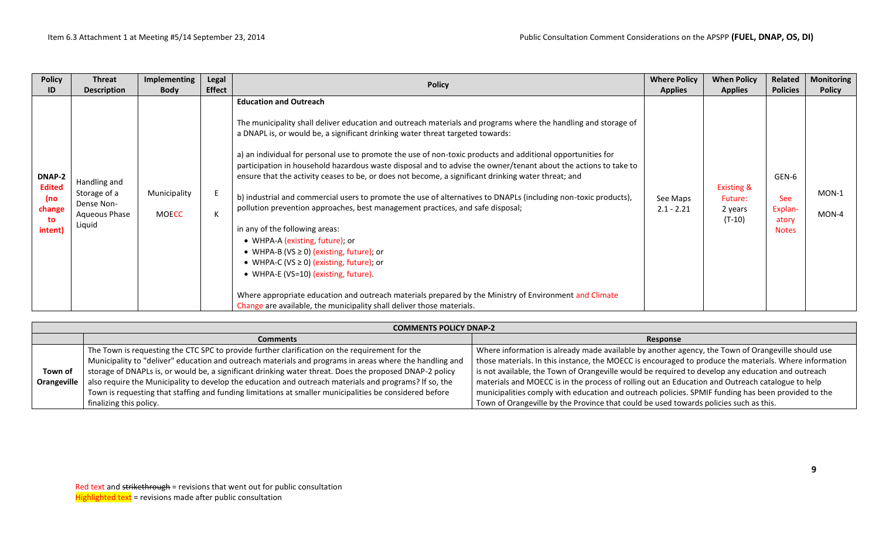| Policy ID | Threat Description | Implementing Body | Legal Effect | Policy | Where Policy Applies | When Policy Applies | Related Policies | Monitoring Policy |
|---|---|---|---|---|---|---|---|---|
| **DNAP-2** **Edited (no change to intent)** | Handling and Storage of a Dense Non-Aqueous Phase Liquid | Municipality<br><br>MOECC | E<br><br>K | **Education and Outreach**<br><br>The municipality shall deliver education and outreach materials and programs where the handling and storage of a DNAPL is, or would be, a significant drinking water threat targeted towards:<br><br>a) an individual for personal use to promote the use of non-toxic products and additional opportunities for participation in household hazardous waste disposal and to advise the owner/tenant about the actions to take to ensure that the activity ceases to be, or does not become, a significant drinking water threat; and<br><br>b) industrial and commercial users to promote the use of alternatives to DNAPLs (including non-toxic products), pollution prevention approaches, best management practices, and safe disposal;<br><br>in any of the following areas:<br>• WHPA-A (existing, future); or<br>• WHPA-B (VS ≥ 0) (existing, future); or<br>• WHPA-C (VS ≥ 0) (existing, future); or<br>• WHPA-E (VS=10) (existing, future).<br><br>Where appropriate education and outreach materials prepared by the Ministry of Environment and Climate Change are available, the municipality shall deliver those materials. | See Maps 2.1 - 2.21 | Existing & Future:<br>2 years<br>(T-10) | GEN-6<br><br>See Explanatory Notes | MON-1<br><br>MON-4 |

| **COMMENTS POLICY DNAP-2** | | |
|---|---|---|
| | **Comments** | **Response** |
| **Town of Orangeville** | The Town is requesting the CTC SPC to provide further clarification on the requirement for the Municipality to "deliver" education and outreach materials and programs in areas where the handling and storage of DNAPLs is, or would be, a significant drinking water threat. Does the proposed DNAP-2 policy also require the Municipality to develop the education and outreach materials and programs? If so, the Town is requesting that staffing and funding limitations at smaller municipalities be considered before finalizing this policy. | Where information is already made available by another agency, the Town of Orangeville should use those materials. In this instance, the MOECC is encouraged to produce the materials. Where information is not available, the Town of Orangeville would be required to develop any education and outreach materials and MOECC is in the process of rolling out an Education and Outreach catalogue to help municipalities comply with education and outreach policies. SPMIF funding has been provided to the Town of Orangeville by the Province that could be used towards policies such as this. |

Red text and ~~strikethrough~~ = revisions that went out for public consultation
Highlighted text = revisions made after public consultation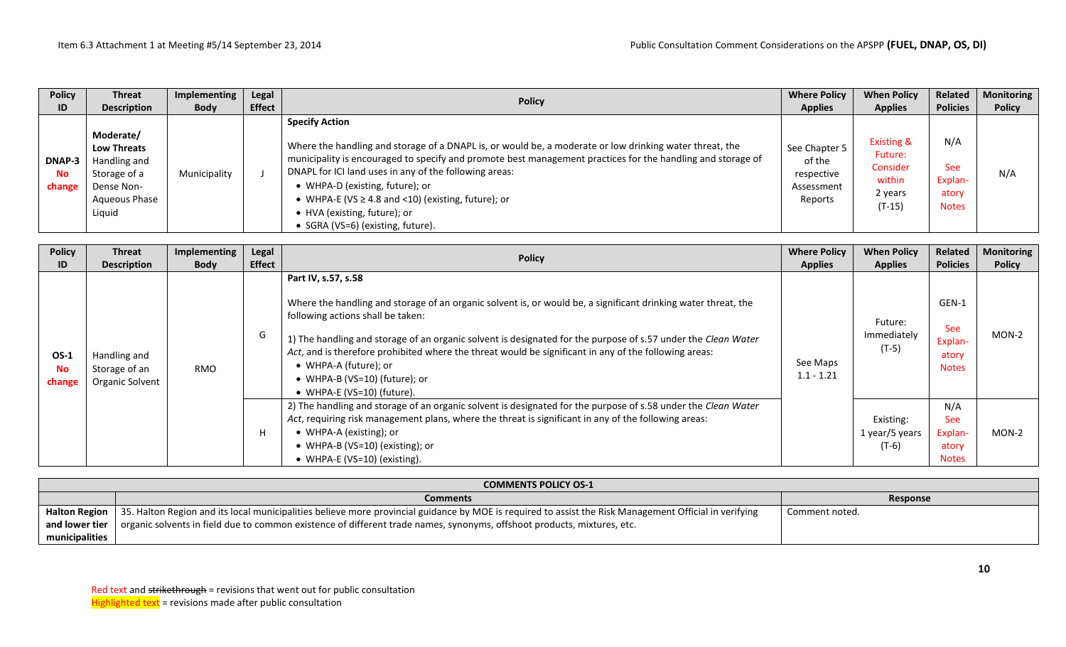| Policy ID | Threat Description | Implementing Body | Legal Effect | Policy | Where Policy Applies | When Policy Applies | Related Policies | Monitoring Policy |
|---|---|---|---|---|---|---|---|---|
| DNAP-3 No change | **Moderate/ Low Threats** Handling and Storage of a Dense Non-Aqueous Phase Liquid | Municipality | J | **Specify Action**<br><br>Where the handling and storage of a DNAPL is, or would be, a moderate or low drinking water threat, the municipality is encouraged to specify and promote best management practices for the handling and storage of DNAPL for ICI land uses in any of the following areas:<br>• WHPA-D (existing, future); or<br>• WHPA-E (VS ≥ 4.8 and <10) (existing, future); or<br>• HVA (existing, future); or<br>• SGRA (VS=6) (existing, future). | See Chapter 5 of the respective Assessment Reports | Existing & Future: Consider within 2 years (T-15) | N/A<br><br>See Explanatory Notes | N/A |

| Policy ID | Threat Description | Implementing Body | Legal Effect | Policy | Where Policy Applies | When Policy Applies | Related Policies | Monitoring Policy |
|---|---|---|---|---|---|---|---|---|
| OS-1 No change | Handling and Storage of an Organic Solvent | RMO | G | **Part IV, s.57, s.58**<br><br>Where the handling and storage of an organic solvent is, or would be, a significant drinking water threat, the following actions shall be taken:<br><br>1) The handling and storage of an organic solvent is designated for the purpose of s.57 under the *Clean Water Act*, and is therefore prohibited where the threat would be significant in any of the following areas:<br>• WHPA-A (future); or<br>• WHPA-B (VS=10) (future); or<br>• WHPA-E (VS=10) (future). | See Maps 1.1 - 1.21 | Future: Immediately (T-5) | GEN-1<br><br>See Explanatory Notes | MON-2 |
| | | | H | 2) The handling and storage of an organic solvent is designated for the purpose of s.58 under the *Clean Water Act*, requiring risk management plans, where the threat is significant in any of the following areas:<br>• WHPA-A (existing); or<br>• WHPA-B (VS=10) (existing); or<br>• WHPA-E (VS=10) (existing). | | Existing: 1 year/5 years (T-6) | N/A<br>See Explanatory Notes | MON-2 |

| COMMENTS POLICY OS-1 | | |
|---|---|---|
| | **Comments** | **Response** |
| **Halton Region and lower tier municipalities** | 35. Halton Region and its local municipalities believe more provincial guidance by MOE is required to assist the Risk Management Official in verifying organic solvents in field due to common existence of different trade names, synonyms, offshoot products, mixtures, etc. | Comment noted. |

Red text and ~~strikethrough~~ = revisions that went out for public consultation
Highlighted text = revisions made after public consultation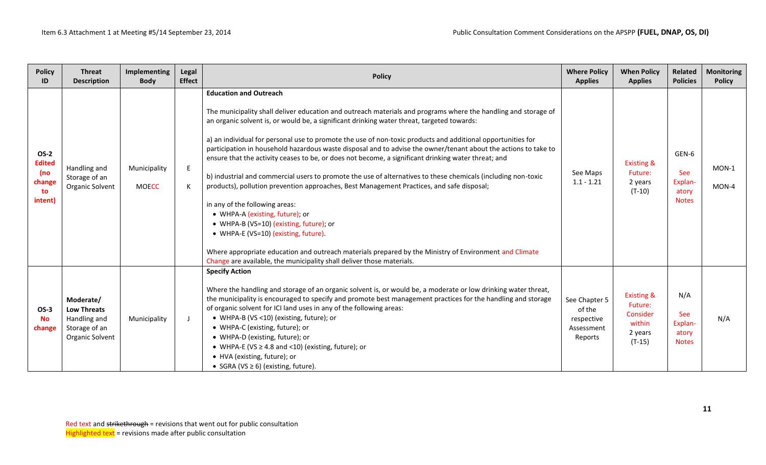| Policy ID | Threat Description | Implementing Body | Legal Effect | Policy | Where Policy Applies | When Policy Applies | Related Policies | Monitoring Policy |
|---|---|---|---|---|---|---|---|---|
| OS-2 Edited (no change to intent) | Handling and Storage of an Organic Solvent | Municipality<br><br>MOECC | E<br><br>K | **Education and Outreach**<br><br>The municipality shall deliver education and outreach materials and programs where the handling and storage of an organic solvent is, or would be, a significant drinking water threat, targeted towards:<br><br>a) an individual for personal use to promote the use of non-toxic products and additional opportunities for participation in household hazardous waste disposal and to advise the owner/tenant about the actions to take to ensure that the activity ceases to be, or does not become, a significant drinking water threat; and<br><br>b) industrial and commercial users to promote the use of alternatives to these chemicals (including non-toxic products), pollution prevention approaches, Best Management Practices, and safe disposal;<br><br>in any of the following areas:<br>• WHPA-A (existing, future); or<br>• WHPA-B (VS=10) (existing, future); or<br>• WHPA-E (VS=10) (existing, future).<br><br>Where appropriate education and outreach materials prepared by the Ministry of Environment and Climate Change are available, the municipality shall deliver those materials. | See Maps 1.1 - 1.21 | Existing & Future: 2 years (T-10) | GEN-6<br><br>See Explanatory Notes | MON-1<br><br>MON-4 |
| OS-3 No change | **Moderate/ Low Threats** Handling and Storage of an Organic Solvent | Municipality | J | **Specify Action**<br><br>Where the handling and storage of an organic solvent is, or would be, a moderate or low drinking water threat, the municipality is encouraged to specify and promote best management practices for the handling and storage of organic solvent for ICI land uses in any of the following areas:<br>• WHPA-B (VS <10) (existing, future); or<br>• WHPA-C (existing, future); or<br>• WHPA-D (existing, future); or<br>• WHPA-E (VS ≥ 4.8 and <10) (existing, future); or<br>• HVA (existing, future); or<br>• SGRA (VS ≥ 6) (existing, future). | See Chapter 5 of the respective Assessment Reports | Existing & Future: Consider within 2 years (T-15) | N/A<br><br>See Explanatory Notes | N/A |

Red text and ~~strikethrough~~ = revisions that went out for public consultation
Highlighted text = revisions made after public consultation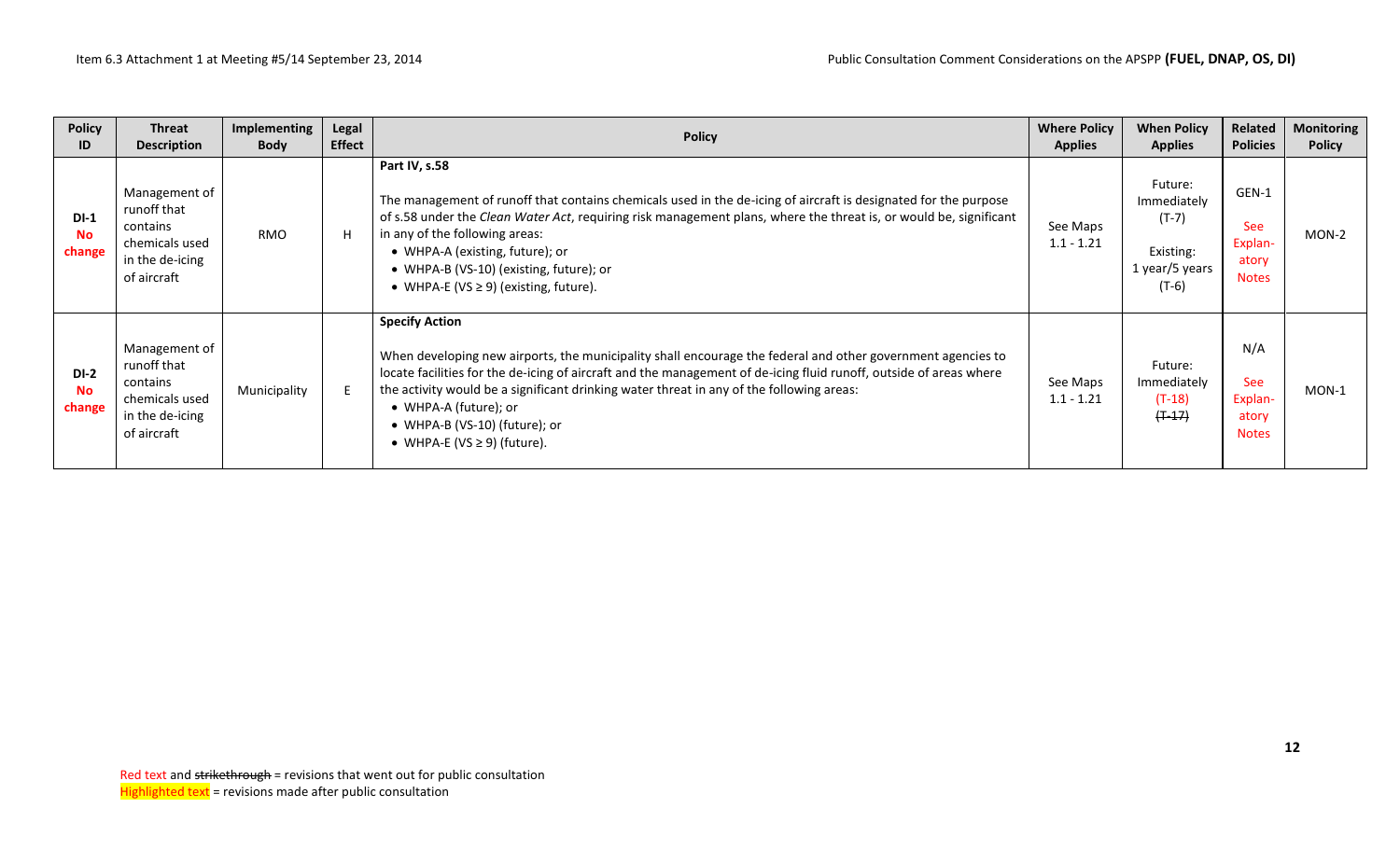| Policy ID | Threat Description | Implementing Body | Legal Effect | Policy | Where Policy Applies | When Policy Applies | Related Policies | Monitoring Policy |
|---|---|---|---|---|---|---|---|---|
| **DI-1** **No change** | Management of runoff that contains chemicals used in the de-icing of aircraft | RMO | H | **Part IV, s.58**<br><br>The management of runoff that contains chemicals used in the de-icing of aircraft is designated for the purpose of s.58 under the *Clean Water Act*, requiring risk management plans, where the threat is, or would be, significant in any of the following areas:<br>• WHPA-A (existing, future); or<br>• WHPA-B (VS-10) (existing, future); or<br>• WHPA-E (VS ≥ 9) (existing, future). | See Maps 1.1 - 1.21 | Future: Immediately (T-7)<br><br>Existing: 1 year/5 years (T-6) | GEN-1<br><br>See Explan-atory Notes | MON-2 |
| **DI-2** **No change** | Management of runoff that contains chemicals used in the de-icing of aircraft | Municipality | E | **Specify Action**<br><br>When developing new airports, the municipality shall encourage the federal and other government agencies to locate facilities for the de-icing of aircraft and the management of de-icing fluid runoff, outside of areas where the activity would be a significant drinking water threat in any of the following areas:<br>• WHPA-A (future); or<br>• WHPA-B (VS-10) (future); or<br>• WHPA-E (VS ≥ 9) (future). | See Maps 1.1 - 1.21 | Future: Immediately (T-18) ~~(T-17)~~ | N/A<br><br>See Explan-atory Notes | MON-1 |

Red text and ~~strikethrough~~ = revisions that went out for public consultation
Highlighted text = revisions made after public consultation